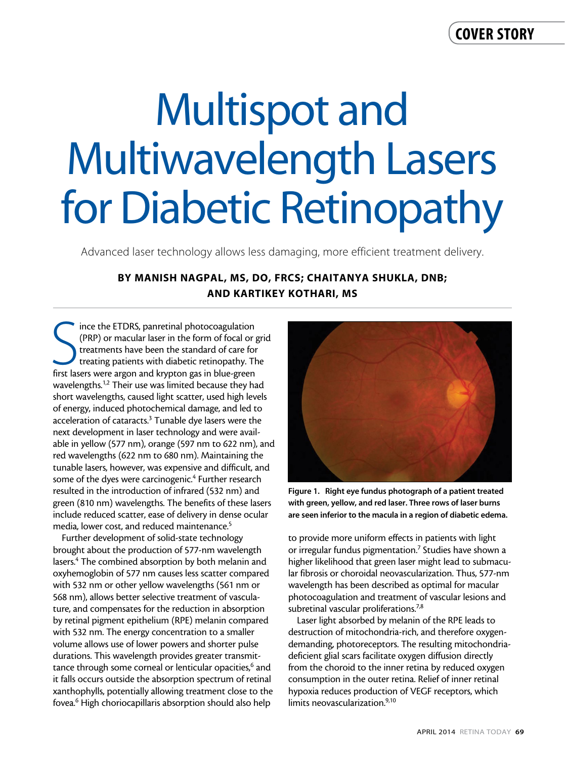# Multispot and Multiwavelength Lasers for Diabetic Retinopathy

Advanced laser technology allows less damaging, more efficient treatment delivery.

**BY MANISH NAGPAL, MS, DO, FRCS; CHAITANYA SHUKLA, DNB; AND KARTIKEY KOTHARI, MS**

Since the ETDRS, panretinal photocoagulation (PRP) or macular laser in the form of focal or grid treatments have been the standard of care for treating patients with diabetic retinopathy. The first lasers were argon and krypton gas in blue-green wavelengths.[1,2] Their use was limited because they had short wavelengths, caused light scatter, used high levels of energy, induced photochemical damage, and led to acceleration of cataracts.[3] Tunable dye lasers were the next development in laser technology and were available in yellow (577 nm), orange (597 nm to 622 nm), and red wavelengths (622 nm to 680 nm). Maintaining the tunable lasers, however, was expensive and difficult, and some of the dyes were carcinogenic.[4] Further research resulted in the introduction of infrared (532 nm) and green (810 nm) wavelengths. The benefits of these lasers include reduced scatter, ease of delivery in dense ocular media, lower cost, and reduced maintenance.[5]

Further development of solid-state technology brought about the production of 577-nm wavelength lasers.[4] The combined absorption by both melanin and oxyhemoglobin of 577 nm causes less scatter compared with 532 nm or other yellow wavelengths (561 nm or 568 nm), allows better selective treatment of vasculature, and compensates for the reduction in absorption by retinal pigment epithelium (RPE) melanin compared with 532 nm. The energy concentration to a smaller volume allows use of lower powers and shorter pulse durations. This wavelength provides greater transmittance through some corneal or lenticular opacities,[6] and it falls occurs outside the absorption spectrum of retinal xanthophylls, potentially allowing treatment close to the fovea.[6] High choriocapillaris absorption should also help to provide more uniform effects in patients with light or irregular fundus pigmentation.[7] Studies have shown a higher likelihood that green laser might lead to submacular fibrosis or choroidal neovascularization. Thus, 577-nm wavelength has been described as optimal for macular photocoagulation and treatment of vascular lesions and subretinal vascular proliferations.[7,8]

**Figure 1. Right eye fundus photograph of a patient treated with green, yellow, and red laser. Three rows of laser burns are seen inferior to the macula in a region of diabetic edema.**

Laser light absorbed by melanin of the RPE leads to destruction of mitochondria-rich, and therefore oxygen-demanding, photoreceptors. The resulting mitochondria-deficient glial scars facilitate oxygen diffusion directly from the choroid to the inner retina by reduced oxygen consumption in the outer retina. Relief of inner retinal hypoxia reduces production of VEGF receptors, which limits neovascularization.[9,10]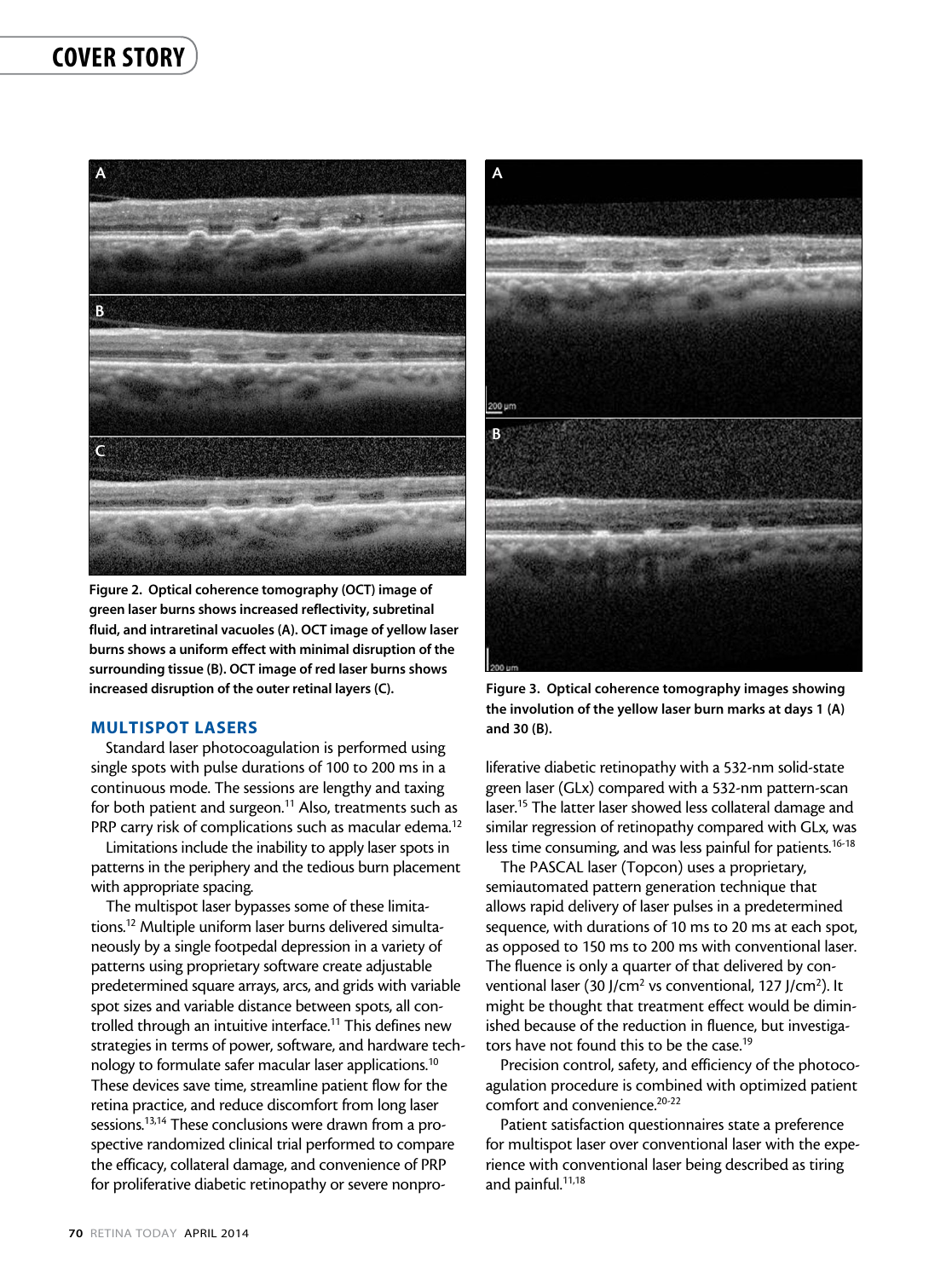Figure 2. Optical coherence tomography (OCT) image of green laser burns shows increased reflectivity, subretinal fluid, and intraretinal vacuoles (A). OCT image of yellow laser burns shows a uniform effect with minimal disruption of the surrounding tissue (B). OCT image of red laser burns shows increased disruption of the outer retinal layers (C).

Figure 3. Optical coherence tomography images showing the involution of the yellow laser burn marks at days 1 (A) and 30 (B).

## MULTISPOT LASERS

Standard laser photocoagulation is performed using single spots with pulse durations of 100 to 200 ms in a continuous mode. The sessions are lengthy and taxing for both patient and surgeon.[11] Also, treatments such as PRP carry risk of complications such as macular edema.[12]

Limitations include the inability to apply laser spots in patterns in the periphery and the tedious burn placement with appropriate spacing.

The multispot laser bypasses some of these limitations.[12] Multiple uniform laser burns delivered simultaneously by a single footpedal depression in a variety of patterns using proprietary software create adjustable predetermined square arrays, arcs, and grids with variable spot sizes and variable distance between spots, all controlled through an intuitive interface.[11] This defines new strategies in terms of power, software, and hardware technology to formulate safer macular laser applications.[10] These devices save time, streamline patient flow for the retina practice, and reduce discomfort from long laser sessions.[13,14] These conclusions were drawn from a prospective randomized clinical trial performed to compare the efficacy, collateral damage, and convenience of PRP for proliferative diabetic retinopathy or severe nonproliferative diabetic retinopathy with a 532-nm solid-state green laser (GLx) compared with a 532-nm pattern-scan laser.[15] The latter laser showed less collateral damage and similar regression of retinopathy compared with GLx, was less time consuming, and was less painful for patients.[16-18]

The PASCAL laser (Topcon) uses a proprietary, semiautomated pattern generation technique that allows rapid delivery of laser pulses in a predetermined sequence, with durations of 10 ms to 20 ms at each spot, as opposed to 150 ms to 200 ms with conventional laser. The fluence is only a quarter of that delivered by conventional laser (30 J/cm$^2$ vs conventional, 127 J/cm$^2$). It might be thought that treatment effect would be diminished because of the reduction in fluence, but investigators have not found this to be the case.[19]

Precision control, safety, and efficiency of the photocoagulation procedure is combined with optimized patient comfort and convenience.[20-22]

Patient satisfaction questionnaires state a preference for multispot laser over conventional laser with the experience with conventional laser being described as tiring and painful.[11,18]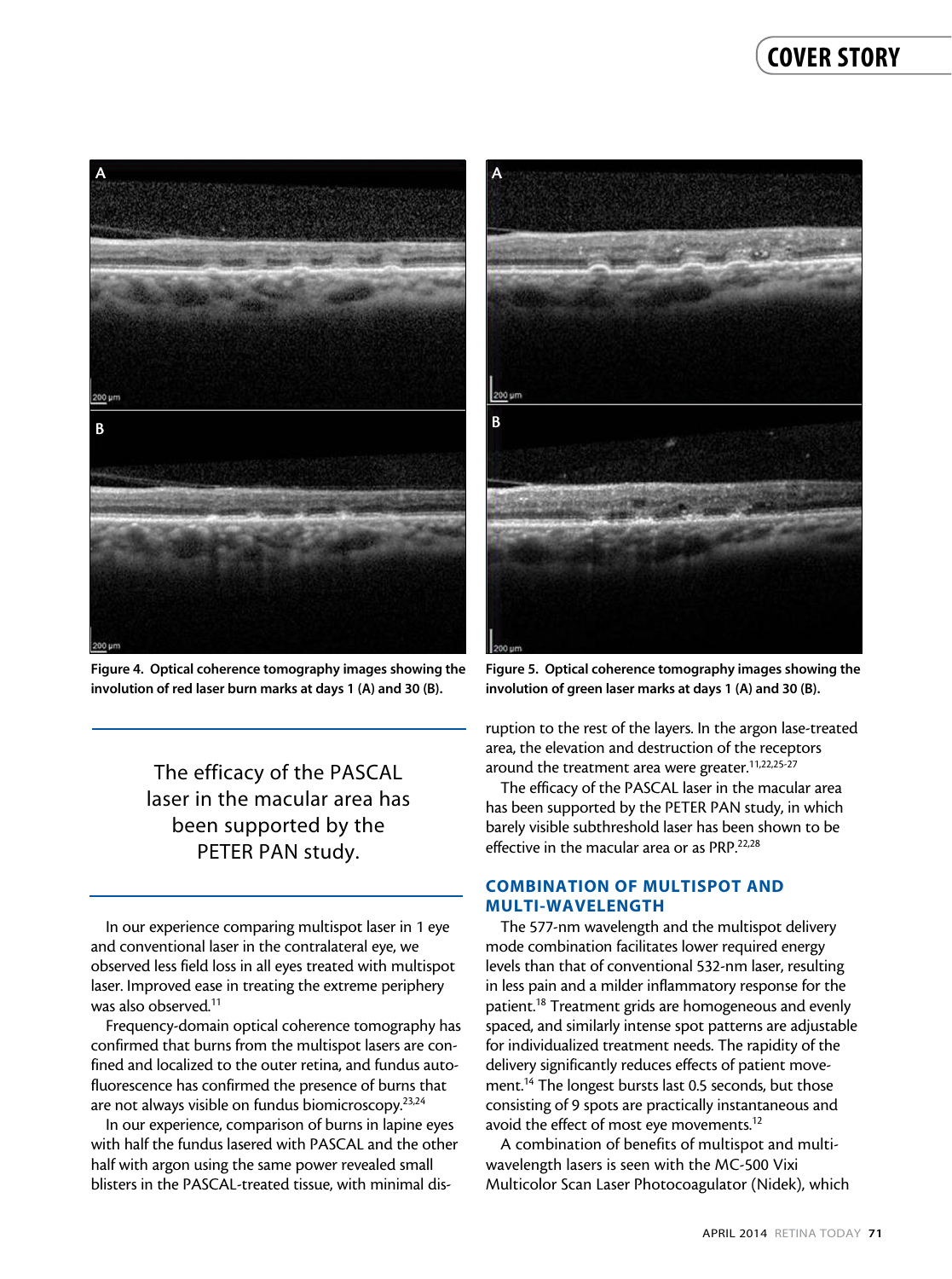Figure 4. Optical coherence tomography images showing the involution of red laser burn marks at days 1 (A) and 30 (B).

Figure 5. Optical coherence tomography images showing the involution of green laser marks at days 1 (A) and 30 (B).

> The efficacy of the PASCAL laser in the macular area has been supported by the PETER PAN study.

In our experience comparing multispot laser in 1 eye and conventional laser in the contralateral eye, we observed less field loss in all eyes treated with multispot laser. Improved ease in treating the extreme periphery was also observed.[11]

Frequency-domain optical coherence tomography has confirmed that burns from the multispot lasers are confined and localized to the outer retina, and fundus autofluorescence has confirmed the presence of burns that are not always visible on fundus biomicroscopy.[23,24]

In our experience, comparison of burns in lapine eyes with half the fundus lasered with PASCAL and the other half with argon using the same power revealed small blisters in the PASCAL-treated tissue, with minimal disruption to the rest of the layers. In the argon lase-treated area, the elevation and destruction of the receptors around the treatment area were greater.[11,22,25-27]

The efficacy of the PASCAL laser in the macular area has been supported by the PETER PAN study, in which barely visible subthreshold laser has been shown to be effective in the macular area or as PRP.[22,28]

## COMBINATION OF MULTISPOT AND MULTI-WAVELENGTH

The 577-nm wavelength and the multispot delivery mode combination facilitates lower required energy levels than that of conventional 532-nm laser, resulting in less pain and a milder inflammatory response for the patient.[18] Treatment grids are homogeneous and evenly spaced, and similarly intense spot patterns are adjustable for individualized treatment needs. The rapidity of the delivery significantly reduces effects of patient movement.[14] The longest bursts last 0.5 seconds, but those consisting of 9 spots are practically instantaneous and avoid the effect of most eye movements.[12]

A combination of benefits of multispot and multi-wavelength lasers is seen with the MC-500 Vixi Multicolor Scan Laser Photocoagulator (Nidek), which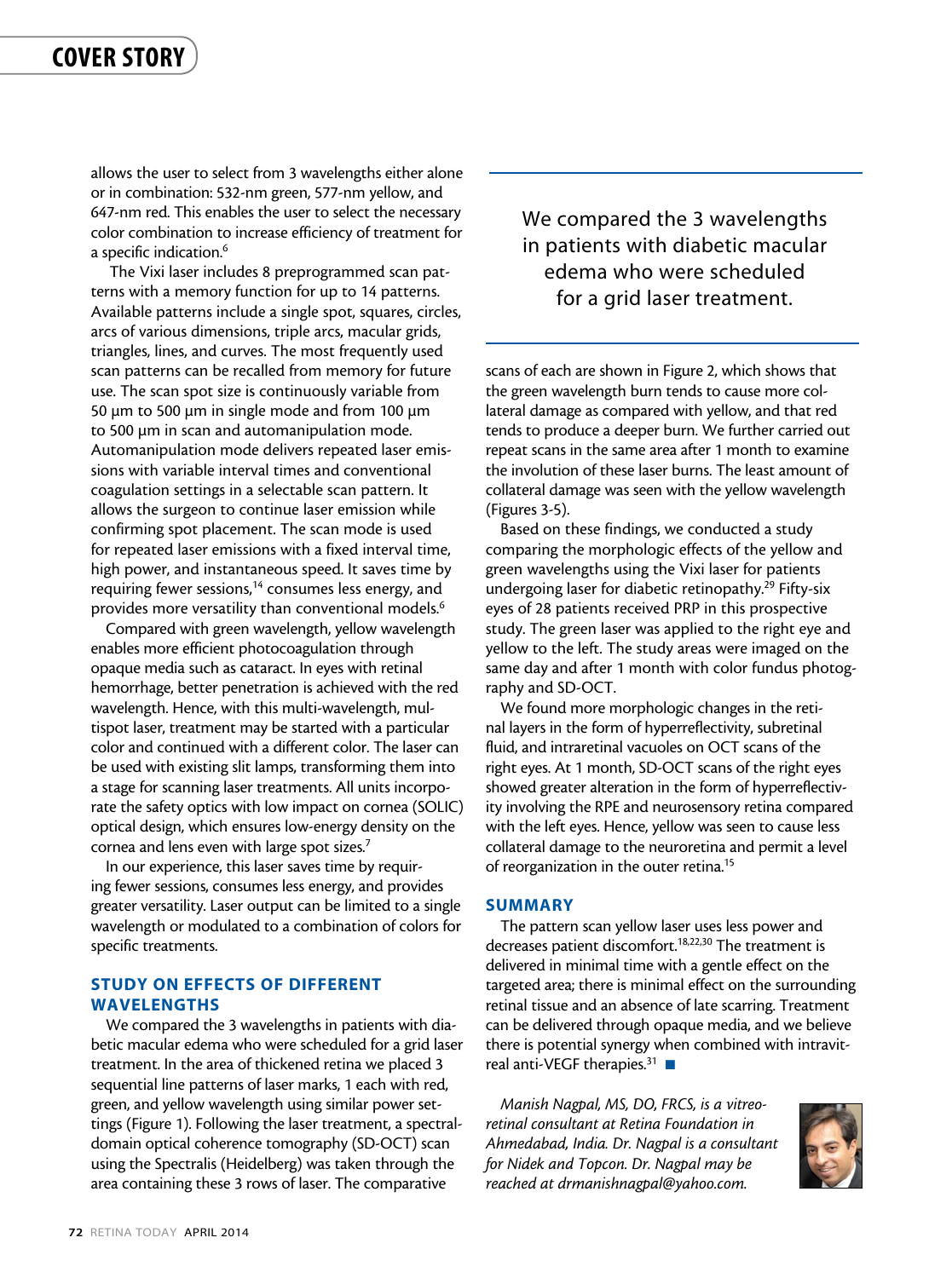allows the user to select from 3 wavelengths either alone or in combination: 532-nm green, 577-nm yellow, and 647-nm red. This enables the user to select the necessary color combination to increase efficiency of treatment for a specific indication.[6]

The Vixi laser includes 8 preprogrammed scan patterns with a memory function for up to 14 patterns. Available patterns include a single spot, squares, circles, arcs of various dimensions, triple arcs, macular grids, triangles, lines, and curves. The most frequently used scan patterns can be recalled from memory for future use. The scan spot size is continuously variable from 50 µm to 500 µm in single mode and from 100 µm to 500 µm in scan and automanipulation mode. Automanipulation mode delivers repeated laser emissions with variable interval times and conventional coagulation settings in a selectable scan pattern. It allows the surgeon to continue laser emission while confirming spot placement. The scan mode is used for repeated laser emissions with a fixed interval time, high power, and instantaneous speed. It saves time by requiring fewer sessions,[14] consumes less energy, and provides more versatility than conventional models.[6]

Compared with green wavelength, yellow wavelength enables more efficient photocoagulation through opaque media such as cataract. In eyes with retinal hemorrhage, better penetration is achieved with the red wavelength. Hence, with this multi-wavelength, multispot laser, treatment may be started with a particular color and continued with a different color. The laser can be used with existing slit lamps, transforming them into a stage for scanning laser treatments. All units incorporate the safety optics with low impact on cornea (SOLIC) optical design, which ensures low-energy density on the cornea and lens even with large spot sizes.[7]

In our experience, this laser saves time by requiring fewer sessions, consumes less energy, and provides greater versatility. Laser output can be limited to a single wavelength or modulated to a combination of colors for specific treatments.

## STUDY ON EFFECTS OF DIFFERENT WAVELENGTHS

We compared the 3 wavelengths in patients with diabetic macular edema who were scheduled for a grid laser treatment. In the area of thickened retina we placed 3 sequential line patterns of laser marks, 1 each with red, green, and yellow wavelength using similar power settings (Figure 1). Following the laser treatment, a spectral-domain optical coherence tomography (SD-OCT) scan using the Spectralis (Heidelberg) was taken through the area containing these 3 rows of laser. The comparative scans of each are shown in Figure 2, which shows that the green wavelength burn tends to cause more collateral damage as compared with yellow, and that red tends to produce a deeper burn. We further carried out repeat scans in the same area after 1 month to examine the involution of these laser burns. The least amount of collateral damage was seen with the yellow wavelength (Figures 3-5).

> We compared the 3 wavelengths in patients with diabetic macular edema who were scheduled for a grid laser treatment.

Based on these findings, we conducted a study comparing the morphologic effects of the yellow and green wavelengths using the Vixi laser for patients undergoing laser for diabetic retinopathy.[29] Fifty-six eyes of 28 patients received PRP in this prospective study. The green laser was applied to the right eye and yellow to the left. The study areas were imaged on the same day and after 1 month with color fundus photography and SD-OCT.

We found more morphologic changes in the retinal layers in the form of hyperreflectivity, subretinal fluid, and intraretinal vacuoles on OCT scans of the right eyes. At 1 month, SD-OCT scans of the right eyes showed greater alteration in the form of hyperreflectivity involving the RPE and neurosensory retina compared with the left eyes. Hence, yellow was seen to cause less collateral damage to the neuroretina and permit a level of reorganization in the outer retina.[15]

## SUMMARY

The pattern scan yellow laser uses less power and decreases patient discomfort.[18,22,30] The treatment is delivered in minimal time with a gentle effect on the targeted area; there is minimal effect on the surrounding retinal tissue and an absence of late scarring. Treatment can be delivered through opaque media, and we believe there is potential synergy when combined with intravitreal anti-VEGF therapies.[31] ■

*Manish Nagpal, MS, DO, FRCS, is a vitreoretinal consultant at Retina Foundation in Ahmedabad, India. Dr. Nagpal is a consultant for Nidek and Topcon. Dr. Nagpal may be reached at drmanishnagpal@yahoo.com.*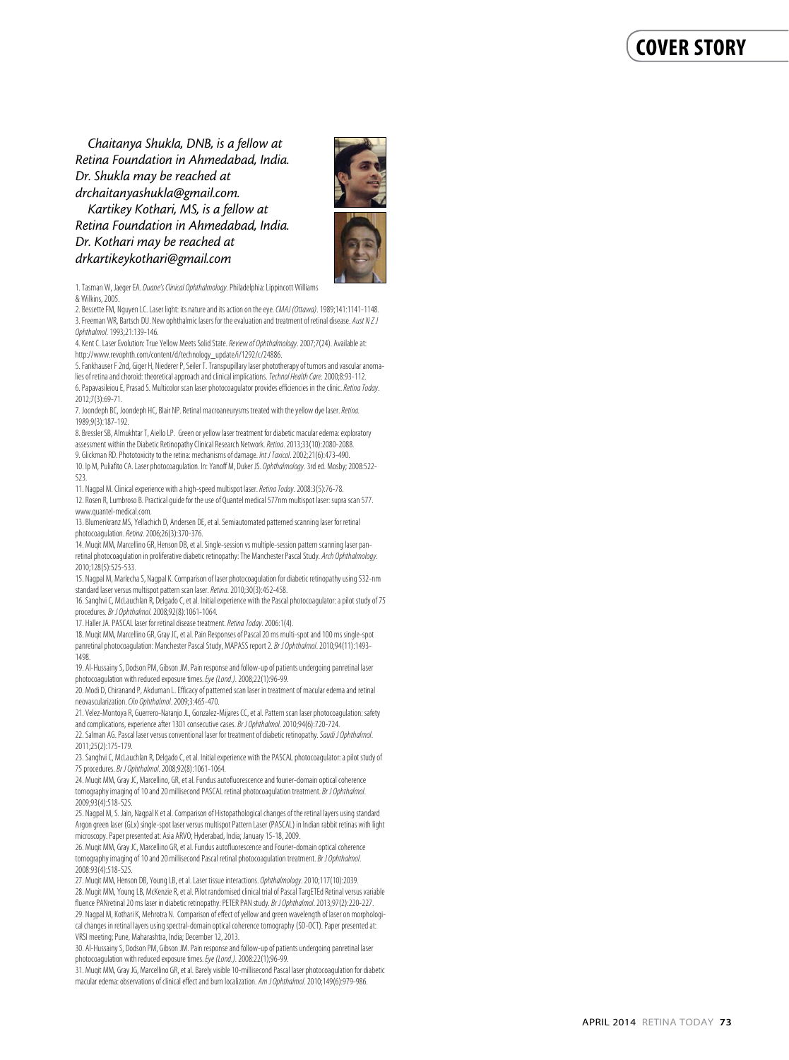*Chaitanya Shukla, DNB, is a fellow at Retina Foundation in Ahmedabad, India. Dr. Shukla may be reached at drchaitanyashukla@gmail.com.*

*Kartikey Kothari, MS, is a fellow at Retina Foundation in Ahmedabad, India. Dr. Kothari may be reached at drkartikeykothari@gmail.com*

1. Tasman W, Jaeger EA. *Duane's Clinical Ophthalmology*. Philadelphia: Lippincott Williams & Wilkins, 2005.
2. Bessette FM, Nguyen LC. Laser light: its nature and its action on the eye. *CMAJ (Ottawa)*. 1989;141:1141-1148.
3. Freeman WR, Bartsch DU. New ophthalmic lasers for the evaluation and treatment of retinal disease. *Aust N Z J Ophthalmol*. 1993;21:139-146.
4. Kent C. Laser Evolution: True Yellow Meets Solid State. *Review of Ophthalmology*. 2007;7(24). Available at: http://www.revophth.com/content/d/technology_update/i/1292/c/24886.
5. Fankhauser F 2nd, Giger H, Niederer P, Seiler T. Transpupillary laser phototherapy of tumors and vascular anomalies of retina and choroid: theoretical approach and clinical implications. *Technol Health Care*. 2000;8:93-112.
6. Papavasileiou E, Prasad S. Multicolor scan laser photocoagulator provides efficiencies in the clinic. *Retina Today*. 2012;7(3):69-71.
7. Joondeph BC, Joondeph HC, Blair NP. Retinal macroaneurysms treated with the yellow dye laser. *Retina*. 1989;9(3):187-192.
8. Bressler SB, Almukhtar T, Aiello LP. Green or yellow laser treatment for diabetic macular edema: exploratory assessment within the Diabetic Retinopathy Clinical Research Network. *Retina*. 2013;33(10):2080-2088.
9. Glickman RD. Phototoxicity to the retina: mechanisms of damage. *Int J Toxicol*. 2002;21(6):473-490.
10. Ip M, Puliafito CA. Laser photocoagulation. In: Yanoff M, Duker JS. *Ophthalmology*. 3rd ed. Mosby; 2008:522-523.
11. Nagpal M. Clinical experience with a high-speed multispot laser. *Retina Today*. 2008:3(5):76-78.
12. Rosen R, Lumbroso B. Practical guide for the use of Quantel medical 577nm multispot laser: supra scan 577. www.quantel-medical.com.
13. Blumenkranz MS, Yellachich D, Andersen DE, et al. Semiautomated patterned scanning laser for retinal photocoagulation. *Retina*. 2006;26(3):370-376.
14. Muqit MM, Marcellino GR, Henson DB, et al. Single-session vs multiple-session pattern scanning laser panretinal photocoagulation in proliferative diabetic retinopathy: The Manchester Pascal Study. *Arch Ophthalmology*. 2010;128(5):525-533.
15. Nagpal M, Marlecha S, Nagpal K. Comparison of laser photocoagulation for diabetic retinopathy using 532-nm standard laser versus multispot pattern scan laser. *Retina*. 2010;30(3):452-458.
16. Sanghvi C, McLauchlan R, Delgado C, et al. Initial experience with the Pascal photocoagulator: a pilot study of 75 procedures. *Br J Ophthalmol*. 2008;92(8):1061-1064.
17. Haller JA. PASCAL laser for retinal disease treatment. *Retina Today*. 2006:1(4).
18. Muqit MM, Marcellino GR, Gray JC, et al. Pain Responses of Pascal 20 ms multi-spot and 100 ms single-spot panretinal photocoagulation: Manchester Pascal Study, MAPASS report 2. *Br J Ophthalmol*. 2010;94(11):1493-1498.
19. Al-Hussainy S, Dodson PM, Gibson JM. Pain response and follow-up of patients undergoing panretinal laser photocoagulation with reduced exposure times. *Eye (Lond.)*. 2008;22(1):96-99.
20. Modi D, Chiranand P, Akduman L. Efficacy of patterned scan laser in treatment of macular edema and retinal neovascularization. *Clin Ophthalmol*. 2009;3:465-470.
21. Velez-Montoya R, Guerrero-Naranjo JL, Gonzalez-Mijares CC, et al. Pattern scan laser photocoagulation: safety and complications, experience after 1301 consecutive cases. *Br J Ophthalmol*. 2010;94(6):720-724.
22. Salman AG. Pascal laser versus conventional laser for treatment of diabetic retinopathy. *Saudi J Ophthalmol*. 2011;25(2):175-179.
23. Sanghvi C, McLauchlan R, Delgado C, et al. Initial experience with the PASCAL photocoagulator: a pilot study of 75 procedures. *Br J Ophthalmol*. 2008;92(8):1061-1064.
24. Muqit MM, Gray JC, Marcellino, GR, et al. Fundus autofluorescence and fourier-domain optical coherence tomography imaging of 10 and 20 millisecond PASCAL retinal photocoagulation treatment. *Br J Ophthalmol*. 2009;93(4):518-525.
25. Nagpal M, S. Jain, Nagpal K et al. Comparison of Histopathological changes of the retinal layers using standard Argon green laser (GLx) single-spot laser versus multispot Pattern Laser (PASCAL) in Indian rabbit retinas with light microscopy. Paper presented at: Asia ARVO; Hyderabad, India; January 15-18, 2009.
26. Muqit MM, Gray JC, Marcellino GR, et al. Fundus autofluorescence and Fourier-domain optical coherence tomography imaging of 10 and 20 millisecond Pascal retinal photocoagulation treatment. *Br J Ophthalmol*. 2008:93(4):518-525.
27. Muqit MM, Henson DB, Young LB, et al. Laser tissue interactions. *Ophthalmology*. 2010;117(10):2039.
28. Muqit MM, Young LB, McKenzie R, et al. Pilot randomised clinical trial of Pascal TargETEd Retinal versus variable fluence PANretinal 20 ms laser in diabetic retinopathy: PETER PAN study. *Br J Ophthalmol*. 2013;97(2):220-227.
29. Nagpal M, Kothari K, Mehrotra N. Comparison of effect of yellow and green wavelength of laser on morphological changes in retinal layers using spectral-domain optical coherence tomography (SD-OCT). Paper presented at: VRSI meeting; Pune, Maharashtra, India; December 12, 2013.
30. Al-Hussainy S, Dodson PM, Gibson JM. Pain response and follow-up of patients undergoing panretinal laser photocoagulation with reduced exposure times. *Eye (Lond.)*. 2008:22(1);96-99.
31. Muqit MM, Gray JG, Marcellino GR, et al. Barely visible 10-millisecond Pascal laser photocoagulation for diabetic macular edema: observations of clinical effect and burn localization. *Am J Ophthalmol*. 2010;149(6):979-986.